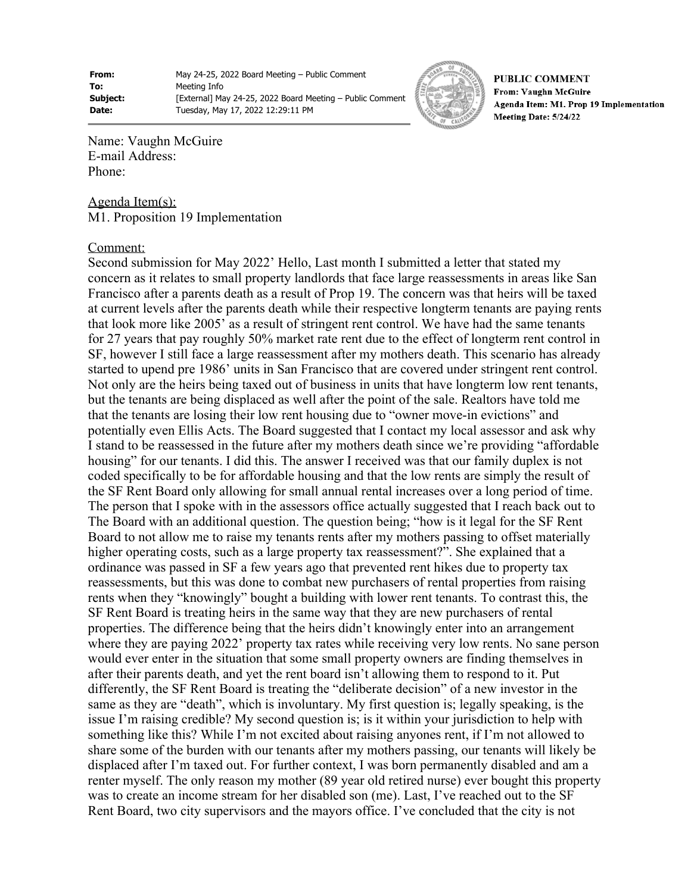| From: | May 24-25, 2022 Board Meeting – Public Comment |
| --- | --- |
| To: | Meeting Info |
| Subject: | [External] May 24-25, 2022 Board Meeting – Public Comment |
| Date: | Tuesday, May 17, 2022 12:29:11 PM |

**PUBLIC COMMENT**
**From: Vaughn McGuire**
**Agenda Item: M1. Prop 19 Implementation**
**Meeting Date: 5/24/22**

Name: Vaughn McGuire
E-mail Address:
Phone:

Agenda Item(s):
M1. Proposition 19 Implementation

Comment:
Second submission for May 2022' Hello, Last month I submitted a letter that stated my concern as it relates to small property landlords that face large reassessments in areas like San Francisco after a parents death as a result of Prop 19. The concern was that heirs will be taxed at current levels after the parents death while their respective longterm tenants are paying rents that look more like 2005' as a result of stringent rent control. We have had the same tenants for 27 years that pay roughly 50% market rate rent due to the effect of longterm rent control in SF, however I still face a large reassessment after my mothers death. This scenario has already started to upend pre 1986' units in San Francisco that are covered under stringent rent control. Not only are the heirs being taxed out of business in units that have longterm low rent tenants, but the tenants are being displaced as well after the point of the sale. Realtors have told me that the tenants are losing their low rent housing due to "owner move-in evictions" and potentially even Ellis Acts. The Board suggested that I contact my local assessor and ask why I stand to be reassessed in the future after my mothers death since we're providing "affordable housing" for our tenants. I did this. The answer I received was that our family duplex is not coded specifically to be for affordable housing and that the low rents are simply the result of the SF Rent Board only allowing for small annual rental increases over a long period of time. The person that I spoke with in the assessors office actually suggested that I reach back out to The Board with an additional question. The question being; "how is it legal for the SF Rent Board to not allow me to raise my tenants rents after my mothers passing to offset materially higher operating costs, such as a large property tax reassessment?". She explained that a ordinance was passed in SF a few years ago that prevented rent hikes due to property tax reassessments, but this was done to combat new purchasers of rental properties from raising rents when they "knowingly" bought a building with lower rent tenants. To contrast this, the SF Rent Board is treating heirs in the same way that they are new purchasers of rental properties. The difference being that the heirs didn't knowingly enter into an arrangement where they are paying 2022' property tax rates while receiving very low rents. No sane person would ever enter in the situation that some small property owners are finding themselves in after their parents death, and yet the rent board isn't allowing them to respond to it. Put differently, the SF Rent Board is treating the "deliberate decision" of a new investor in the same as they are "death", which is involuntary. My first question is; legally speaking, is the issue I'm raising credible? My second question is; is it within your jurisdiction to help with something like this? While I'm not excited about raising anyones rent, if I'm not allowed to share some of the burden with our tenants after my mothers passing, our tenants will likely be displaced after I'm taxed out. For further context, I was born permanently disabled and am a renter myself. The only reason my mother (89 year old retired nurse) ever bought this property was to create an income stream for her disabled son (me). Last, I've reached out to the SF Rent Board, two city supervisors and the mayors office. I've concluded that the city is not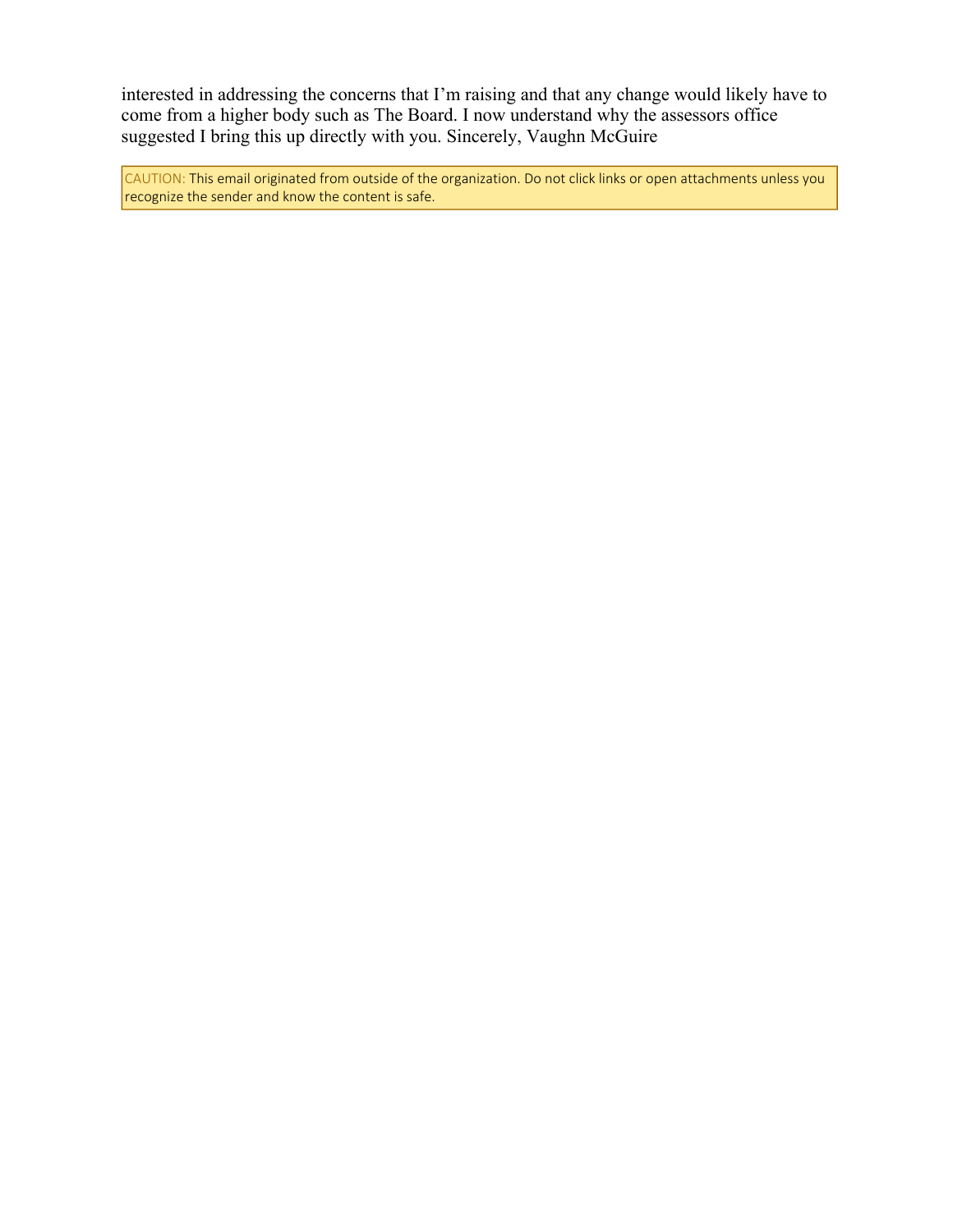interested in addressing the concerns that I'm raising and that any change would likely have to come from a higher body such as The Board. I now understand why the assessors office suggested I bring this up directly with you. Sincerely, Vaughn McGuire

CAUTION: This email originated from outside of the organization. Do not click links or open attachments unless you recognize the sender and know the content is safe.